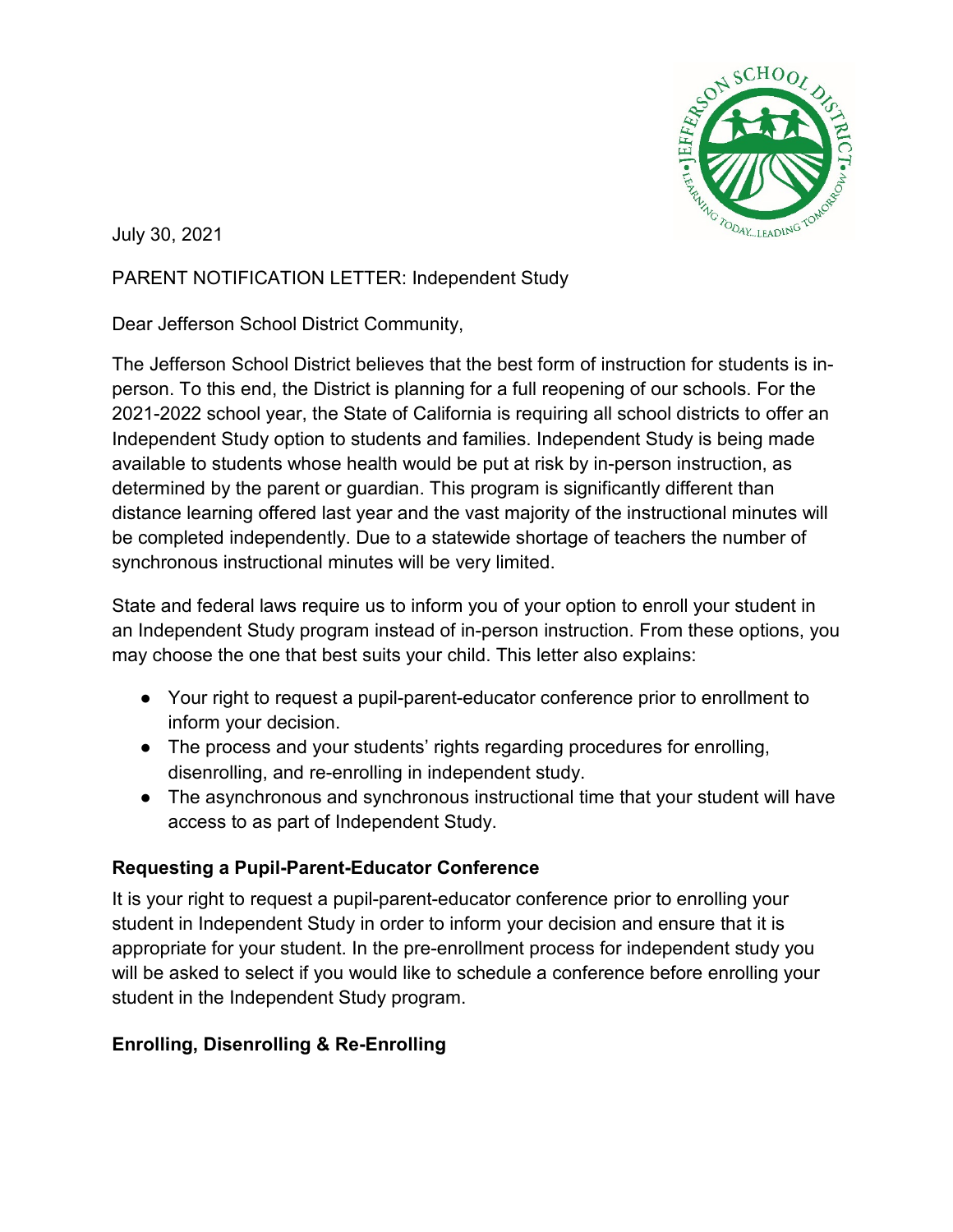July 30, 2021

PARENT NOTIFICATION LETTER: Independent Study

Dear Jefferson School District Community,

The Jefferson School District believes that the best form of instruction for students is in-person. To this end, the District is planning for a full reopening of our schools. For the 2021-2022 school year, the State of California is requiring all school districts to offer an Independent Study option to students and families. Independent Study is being made available to students whose health would be put at risk by in-person instruction, as determined by the parent or guardian. This program is significantly different than distance learning offered last year and the vast majority of the instructional minutes will be completed independently. Due to a statewide shortage of teachers the number of synchronous instructional minutes will be very limited.

State and federal laws require us to inform you of your option to enroll your student in an Independent Study program instead of in-person instruction. From these options, you may choose the one that best suits your child. This letter also explains:

- Your right to request a pupil-parent-educator conference prior to enrollment to inform your decision.
- The process and your students' rights regarding procedures for enrolling, disenrolling, and re-enrolling in independent study.
- The asynchronous and synchronous instructional time that your student will have access to as part of Independent Study.

**Requesting a Pupil-Parent-Educator Conference**

It is your right to request a pupil-parent-educator conference prior to enrolling your student in Independent Study in order to inform your decision and ensure that it is appropriate for your student. In the pre-enrollment process for independent study you will be asked to select if you would like to schedule a conference before enrolling your student in the Independent Study program.

**Enrolling, Disenrolling & Re-Enrolling**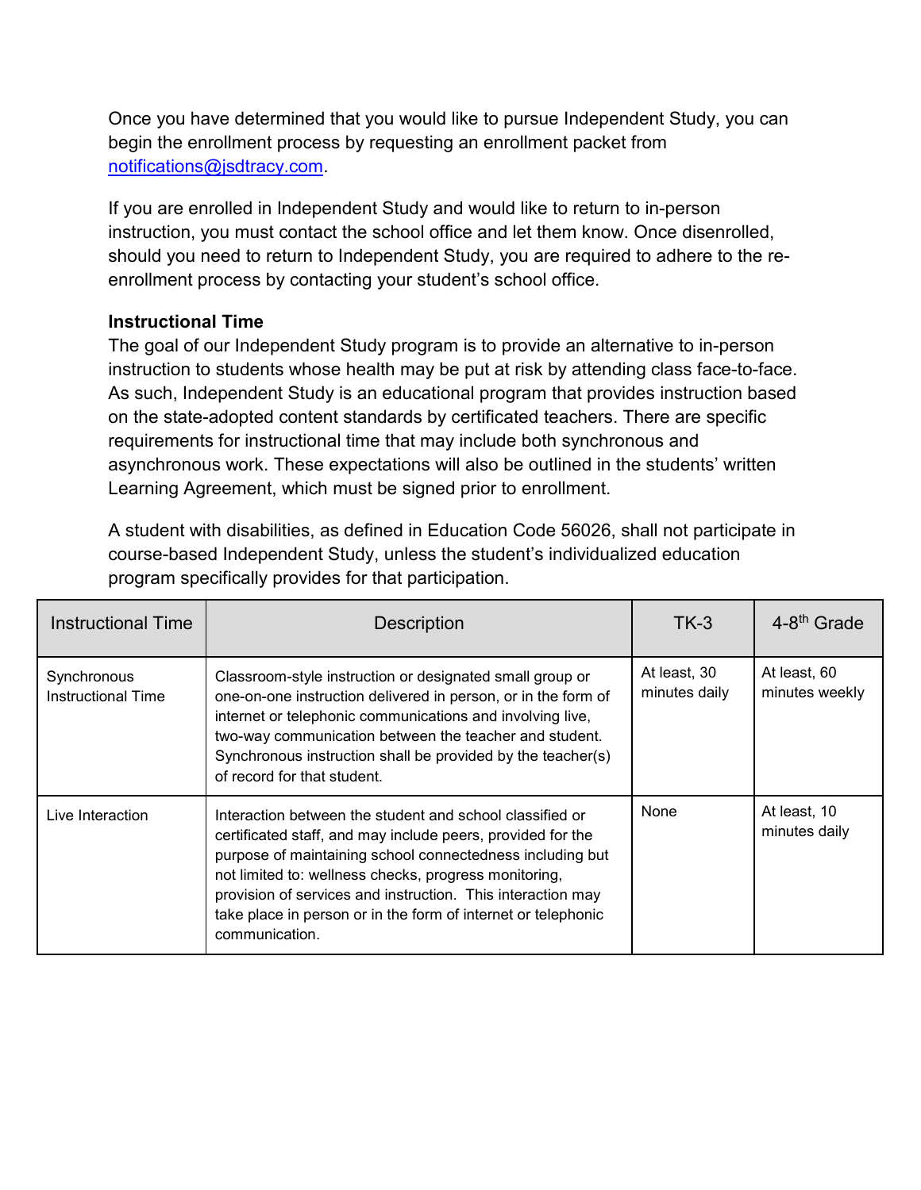Once you have determined that you would like to pursue Independent Study, you can begin the enrollment process by requesting an enrollment packet from [notifications@jsdtracy.com](mailto:notifications@jsdtracy.com).

If you are enrolled in Independent Study and would like to return to in-person instruction, you must contact the school office and let them know. Once disenrolled, should you need to return to Independent Study, you are required to adhere to the re-enrollment process by contacting your student's school office.

**Instructional Time**

The goal of our Independent Study program is to provide an alternative to in-person instruction to students whose health may be put at risk by attending class face-to-face. As such, Independent Study is an educational program that provides instruction based on the state-adopted content standards by certificated teachers. There are specific requirements for instructional time that may include both synchronous and asynchronous work. These expectations will also be outlined in the students' written Learning Agreement, which must be signed prior to enrollment.

A student with disabilities, as defined in Education Code 56026, shall not participate in course-based Independent Study, unless the student's individualized education program specifically provides for that participation.

| Instructional Time | Description | TK-3 | 4-8th Grade |
|---|---|---|---|
| Synchronous Instructional Time | Classroom-style instruction or designated small group or one-on-one instruction delivered in person, or in the form of internet or telephonic communications and involving live, two-way communication between the teacher and student. Synchronous instruction shall be provided by the teacher(s) of record for that student. | At least, 30 minutes daily | At least, 60 minutes weekly |
| Live Interaction | Interaction between the student and school classified or certificated staff, and may include peers, provided for the purpose of maintaining school connectedness including but not limited to: wellness checks, progress monitoring, provision of services and instruction. This interaction may take place in person or in the form of internet or telephonic communication. | None | At least, 10 minutes daily |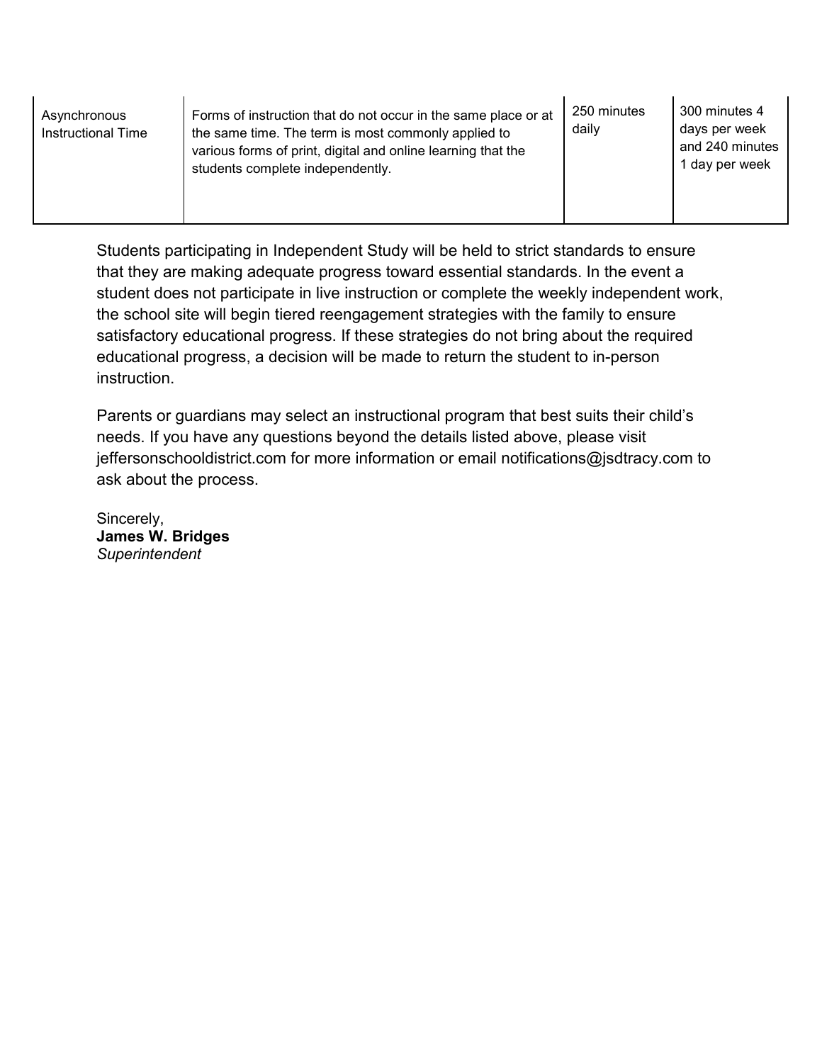| | | | |
|---|---|---|---|
| Asynchronous Instructional Time | Forms of instruction that do not occur in the same place or at the same time. The term is most commonly applied to various forms of print, digital and online learning that the students complete independently. | 250 minutes daily | 300 minutes 4 days per week and 240 minutes 1 day per week |

Students participating in Independent Study will be held to strict standards to ensure that they are making adequate progress toward essential standards. In the event a student does not participate in live instruction or complete the weekly independent work, the school site will begin tiered reengagement strategies with the family to ensure satisfactory educational progress. If these strategies do not bring about the required educational progress, a decision will be made to return the student to in-person instruction.

Parents or guardians may select an instructional program that best suits their child's needs. If you have any questions beyond the details listed above, please visit jeffersonschooldistrict.com for more information or email notifications@jsdtracy.com to ask about the process.

Sincerely,
**James W. Bridges**
*Superintendent*